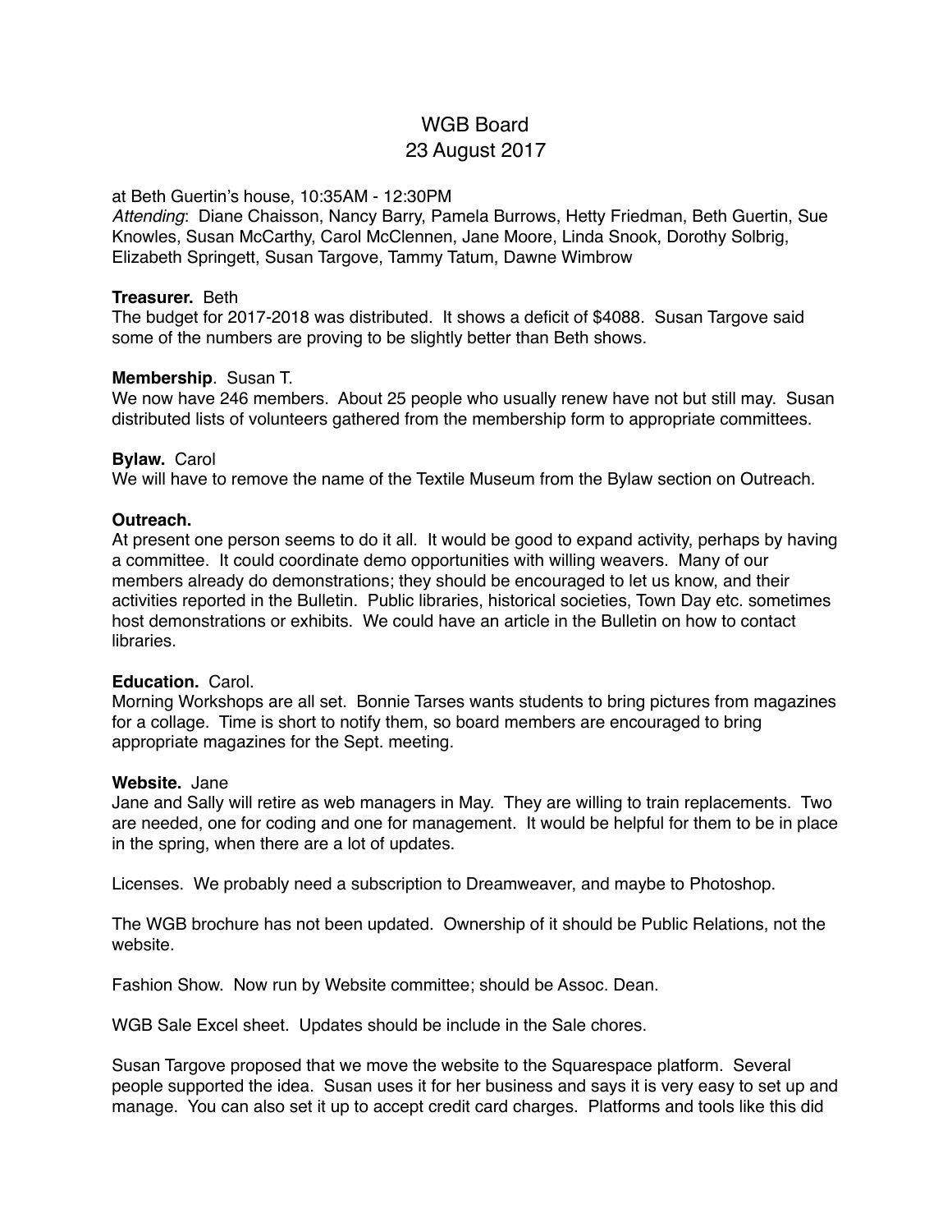# WGB Board
## 23 August 2017

at Beth Guertin's house, 10:35AM - 12:30PM
*Attending*: Diane Chaisson, Nancy Barry, Pamela Burrows, Hetty Friedman, Beth Guertin, Sue Knowles, Susan McCarthy, Carol McClennen, Jane Moore, Linda Snook, Dorothy Solbrig, Elizabeth Springett, Susan Targove, Tammy Tatum, Dawne Wimbrow

**Treasurer.** Beth
The budget for 2017-2018 was distributed. It shows a deficit of $4088. Susan Targove said some of the numbers are proving to be slightly better than Beth shows.

**Membership**. Susan T.
We now have 246 members. About 25 people who usually renew have not but still may. Susan distributed lists of volunteers gathered from the membership form to appropriate committees.

**Bylaw.** Carol
We will have to remove the name of the Textile Museum from the Bylaw section on Outreach.

**Outreach.**
At present one person seems to do it all. It would be good to expand activity, perhaps by having a committee. It could coordinate demo opportunities with willing weavers. Many of our members already do demonstrations; they should be encouraged to let us know, and their activities reported in the Bulletin. Public libraries, historical societies, Town Day etc. sometimes host demonstrations or exhibits. We could have an article in the Bulletin on how to contact libraries.

**Education.** Carol.
Morning Workshops are all set. Bonnie Tarses wants students to bring pictures from magazines for a collage. Time is short to notify them, so board members are encouraged to bring appropriate magazines for the Sept. meeting.

**Website.** Jane
Jane and Sally will retire as web managers in May. They are willing to train replacements. Two are needed, one for coding and one for management. It would be helpful for them to be in place in the spring, when there are a lot of updates.

Licenses. We probably need a subscription to Dreamweaver, and maybe to Photoshop.

The WGB brochure has not been updated. Ownership of it should be Public Relations, not the website.

Fashion Show. Now run by Website committee; should be Assoc. Dean.

WGB Sale Excel sheet. Updates should be include in the Sale chores.

Susan Targove proposed that we move the website to the Squarespace platform. Several people supported the idea. Susan uses it for her business and says it is very easy to set up and manage. You can also set it up to accept credit card charges. Platforms and tools like this did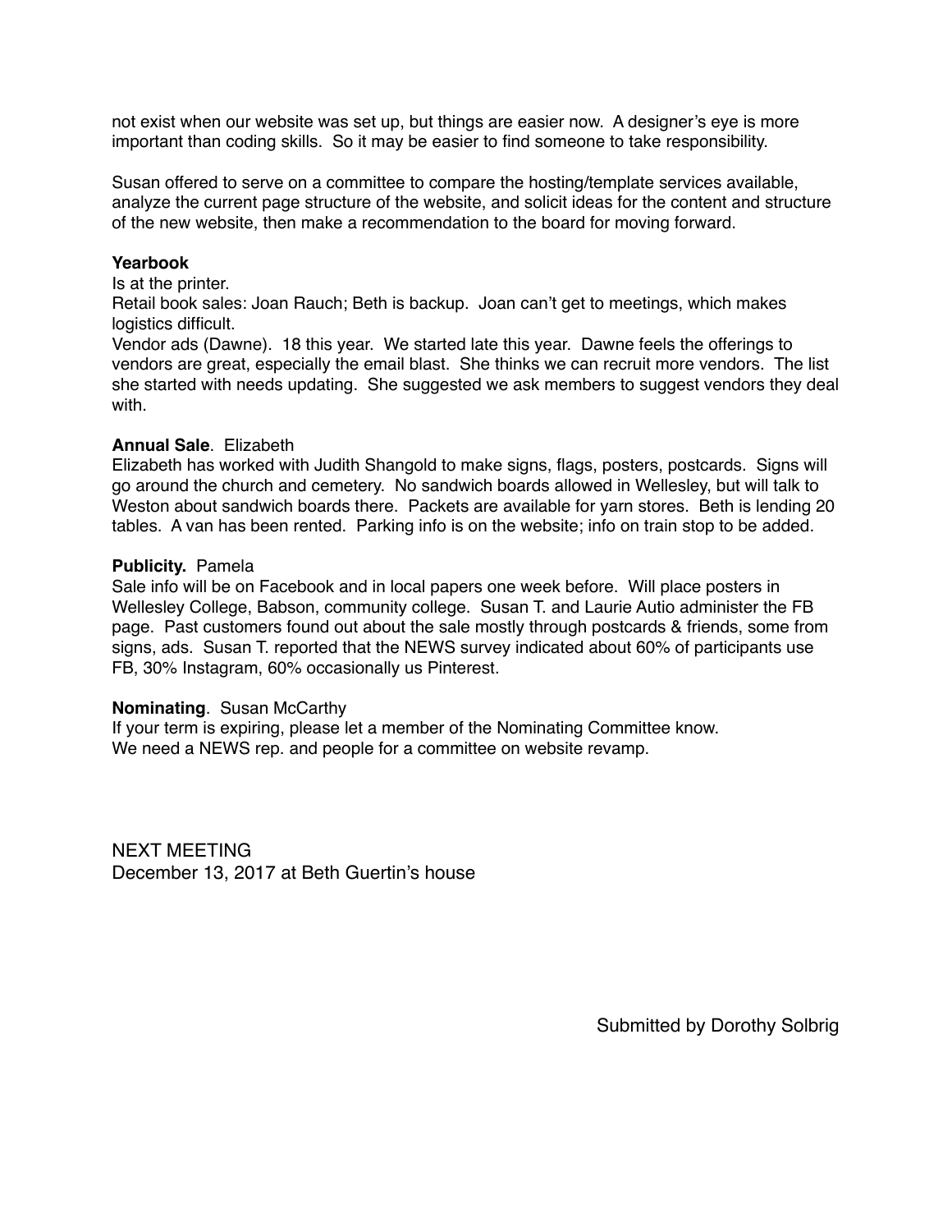not exist when our website was set up, but things are easier now. A designer's eye is more important than coding skills. So it may be easier to find someone to take responsibility.

Susan offered to serve on a committee to compare the hosting/template services available, analyze the current page structure of the website, and solicit ideas for the content and structure of the new website, then make a recommendation to the board for moving forward.

**Yearbook**
Is at the printer.
Retail book sales: Joan Rauch; Beth is backup. Joan can't get to meetings, which makes logistics difficult.
Vendor ads (Dawne). 18 this year. We started late this year. Dawne feels the offerings to vendors are great, especially the email blast. She thinks we can recruit more vendors. The list she started with needs updating. She suggested we ask members to suggest vendors they deal with.

**Annual Sale**. Elizabeth
Elizabeth has worked with Judith Shangold to make signs, flags, posters, postcards. Signs will go around the church and cemetery. No sandwich boards allowed in Wellesley, but will talk to Weston about sandwich boards there. Packets are available for yarn stores. Beth is lending 20 tables. A van has been rented. Parking info is on the website; info on train stop to be added.

**Publicity.** Pamela
Sale info will be on Facebook and in local papers one week before. Will place posters in Wellesley College, Babson, community college. Susan T. and Laurie Autio administer the FB page. Past customers found out about the sale mostly through postcards & friends, some from signs, ads. Susan T. reported that the NEWS survey indicated about 60% of participants use FB, 30% Instagram, 60% occasionally us Pinterest.

**Nominating**. Susan McCarthy
If your term is expiring, please let a member of the Nominating Committee know.
We need a NEWS rep. and people for a committee on website revamp.

NEXT MEETING
December 13, 2017 at Beth Guertin's house

Submitted by Dorothy Solbrig